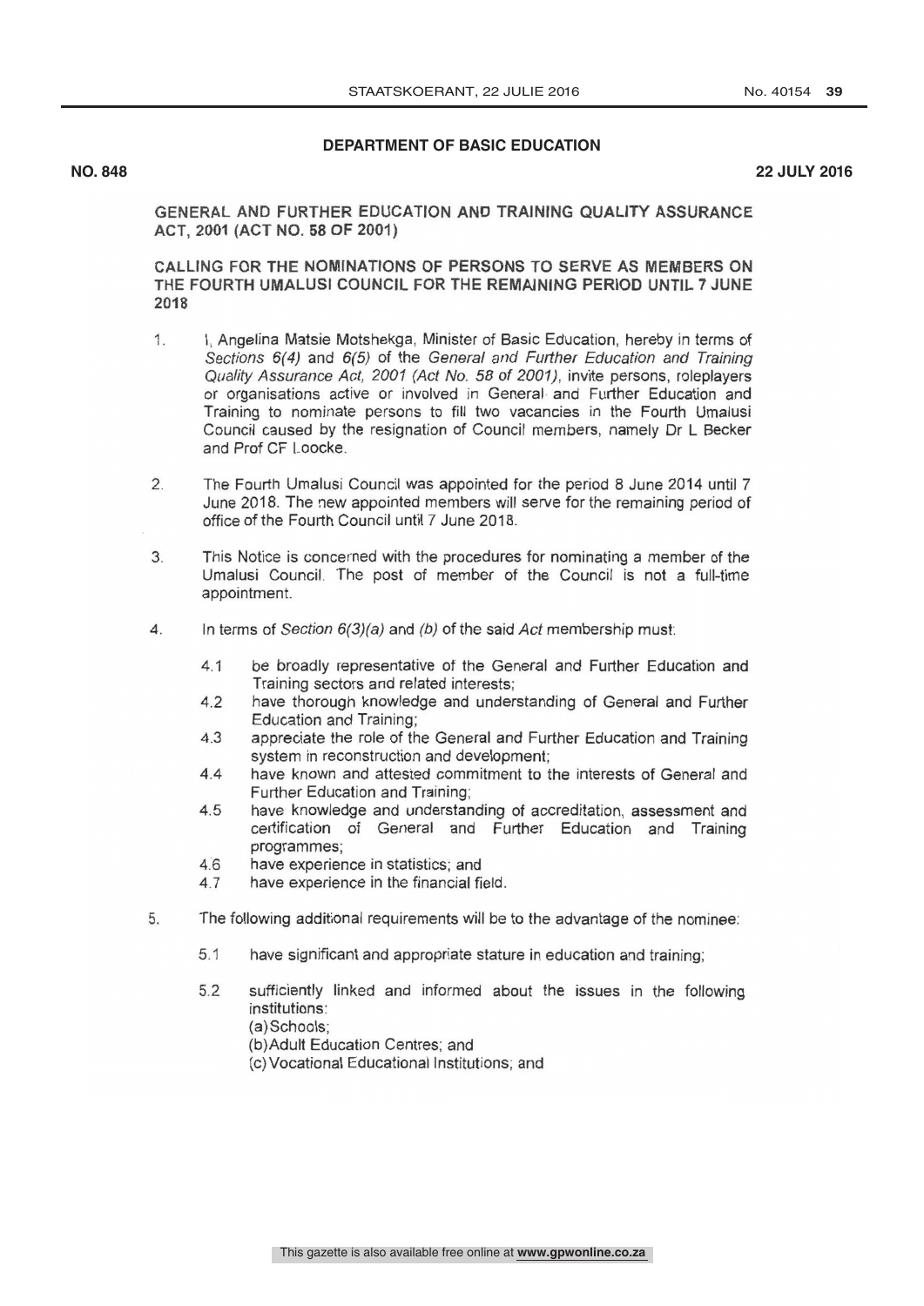**DEPARTMENT OF BASIC EDUCATION**

**NO. 848** **22 JULY 2016**

GENERAL AND FURTHER EDUCATION AND TRAINING QUALITY ASSURANCE ACT, 2001 (ACT NO. 58 OF 2001)

CALLING FOR THE NOMINATIONS OF PERSONS TO SERVE AS MEMBERS ON THE FOURTH UMALUSI COUNCIL FOR THE REMAINING PERIOD UNTIL 7 JUNE 2018

1. I, Angelina Matsie Motshekga, Minister of Basic Education, hereby in terms of *Sections 6(4)* and *6(5)* of the *General and Further Education and Training Quality Assurance Act, 2001 (Act No. 58 of 2001)*, invite persons, roleplayers or organisations active or involved in General and Further Education and Training to nominate persons to fill two vacancies in the Fourth Umalusi Council caused by the resignation of Council members, namely Dr L Becker and Prof CF Loocke.

2. The Fourth Umalusi Council was appointed for the period 8 June 2014 until 7 June 2018. The new appointed members will serve for the remaining period of office of the Fourth Council until 7 June 2018.

3. This Notice is concerned with the procedures for nominating a member of the Umalusi Council. The post of member of the Council is not a full-time appointment.

4. In terms of *Section 6(3)(a)* and *(b)* of the said *Act* membership must:

   4.1 be broadly representative of the General and Further Education and Training sectors and related interests;
   4.2 have thorough knowledge and understanding of General and Further Education and Training;
   4.3 appreciate the role of the General and Further Education and Training system in reconstruction and development;
   4.4 have known and attested commitment to the interests of General and Further Education and Training;
   4.5 have knowledge and understanding of accreditation, assessment and certification of General and Further Education and Training programmes;
   4.6 have experience in statistics; and
   4.7 have experience in the financial field.

5. The following additional requirements will be to the advantage of the nominee:

   5.1 have significant and appropriate stature in education and training;

   5.2 sufficiently linked and informed about the issues in the following institutions:
   (a) Schools;
   (b) Adult Education Centres; and
   (c) Vocational Educational Institutions; and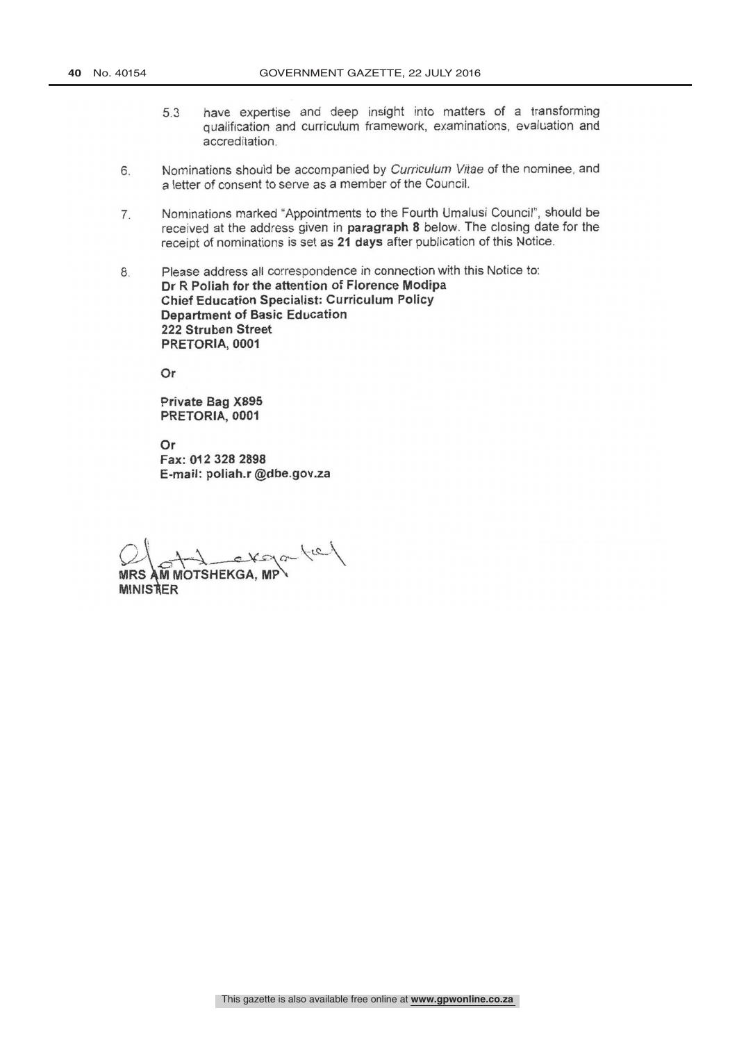5.3 have expertise and deep insight into matters of a transforming qualification and curriculum framework, examinations, evaluation and accreditation.

6. Nominations should be accompanied by *Curriculum Vitae* of the nominee, and a letter of consent to serve as a member of the Council.

7. Nominations marked "Appointments to the Fourth Umalusi Council", should be received at the address given in **paragraph 8** below. The closing date for the receipt of nominations is set as **21 days** after publication of this Notice.

8. Please address all correspondence in connection with this Notice to:
**Dr R Poliah for the attention of Florence Modipa**
**Chief Education Specialist: Curriculum Policy**
**Department of Basic Education**
**222 Struben Street**
**PRETORIA, 0001**

Or

**Private Bag X895**
**PRETORIA, 0001**

**Or**
**Fax: 012 328 2898**
**E-mail: poliah.r @dbe.gov.za**

**MRS AM MOTSHEKGA, MP**
**MINISTER**